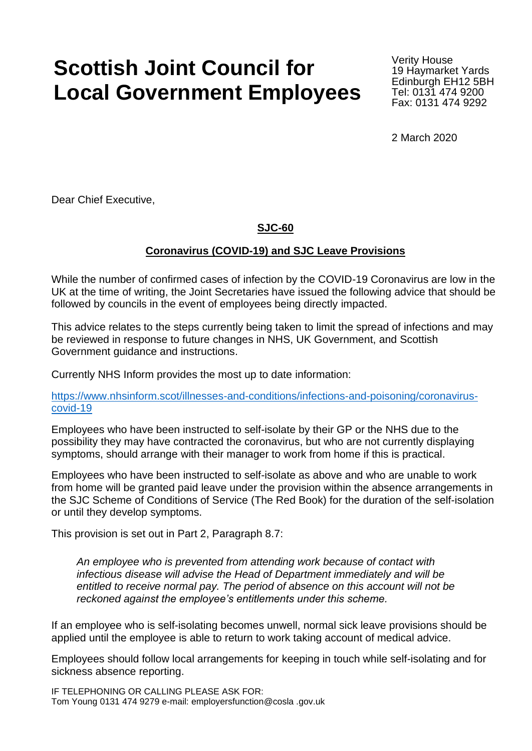# Scottish Joint Council for Local Government Employees

Verity House
19 Haymarket Yards
Edinburgh EH12 5BH
Tel: 0131 474 9200
Fax: 0131 474 9292

2 March 2020

Dear Chief Executive,

**SJC-60**

**Coronavirus (COVID-19) and SJC Leave Provisions**

While the number of confirmed cases of infection by the COVID-19 Coronavirus are low in the UK at the time of writing, the Joint Secretaries have issued the following advice that should be followed by councils in the event of employees being directly impacted.

This advice relates to the steps currently being taken to limit the spread of infections and may be reviewed in response to future changes in NHS, UK Government, and Scottish Government guidance and instructions.

Currently NHS Inform provides the most up to date information:

https://www.nhsinform.scot/illnesses-and-conditions/infections-and-poisoning/coronavirus-covid-19

Employees who have been instructed to self-isolate by their GP or the NHS due to the possibility they may have contracted the coronavirus, but who are not currently displaying symptoms, should arrange with their manager to work from home if this is practical.

Employees who have been instructed to self-isolate as above and who are unable to work from home will be granted paid leave under the provision within the absence arrangements in the SJC Scheme of Conditions of Service (The Red Book) for the duration of the self-isolation or until they develop symptoms.

This provision is set out in Part 2, Paragraph 8.7:

> *An employee who is prevented from attending work because of contact with infectious disease will advise the Head of Department immediately and will be entitled to receive normal pay. The period of absence on this account will not be reckoned against the employee's entitlements under this scheme.*

If an employee who is self-isolating becomes unwell, normal sick leave provisions should be applied until the employee is able to return to work taking account of medical advice.

Employees should follow local arrangements for keeping in touch while self-isolating and for sickness absence reporting.

IF TELEPHONING OR CALLING PLEASE ASK FOR:
Tom Young 0131 474 9279 e-mail: employersfunction@cosla .gov.uk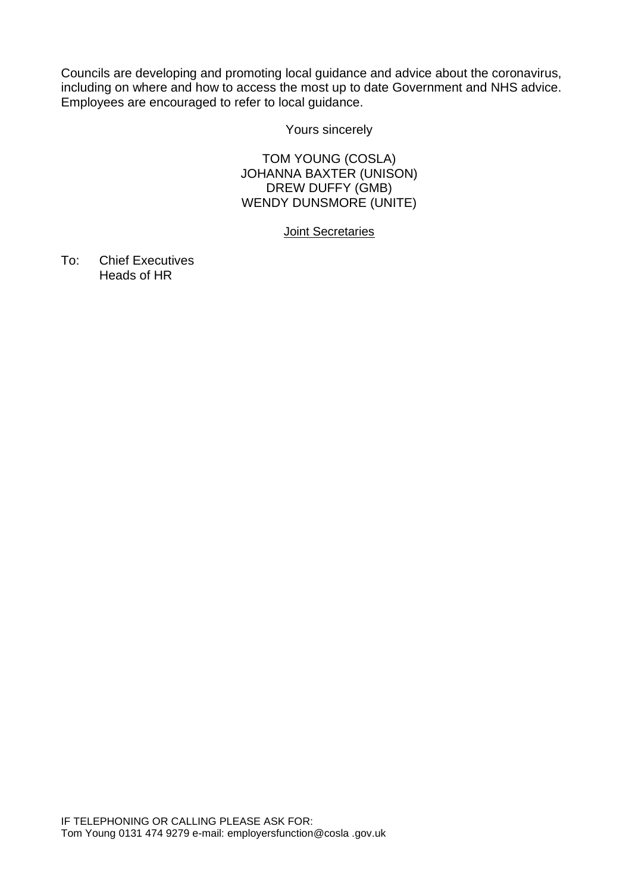Councils are developing and promoting local guidance and advice about the coronavirus, including on where and how to access the most up to date Government and NHS advice. Employees are encouraged to refer to local guidance.

Yours sincerely

TOM YOUNG (COSLA)
JOHANNA BAXTER (UNISON)
DREW DUFFY (GMB)
WENDY DUNSMORE (UNITE)

Joint Secretaries

To: Chief Executives
Heads of HR

IF TELEPHONING OR CALLING PLEASE ASK FOR:
Tom Young 0131 474 9279 e-mail: employersfunction@cosla .gov.uk